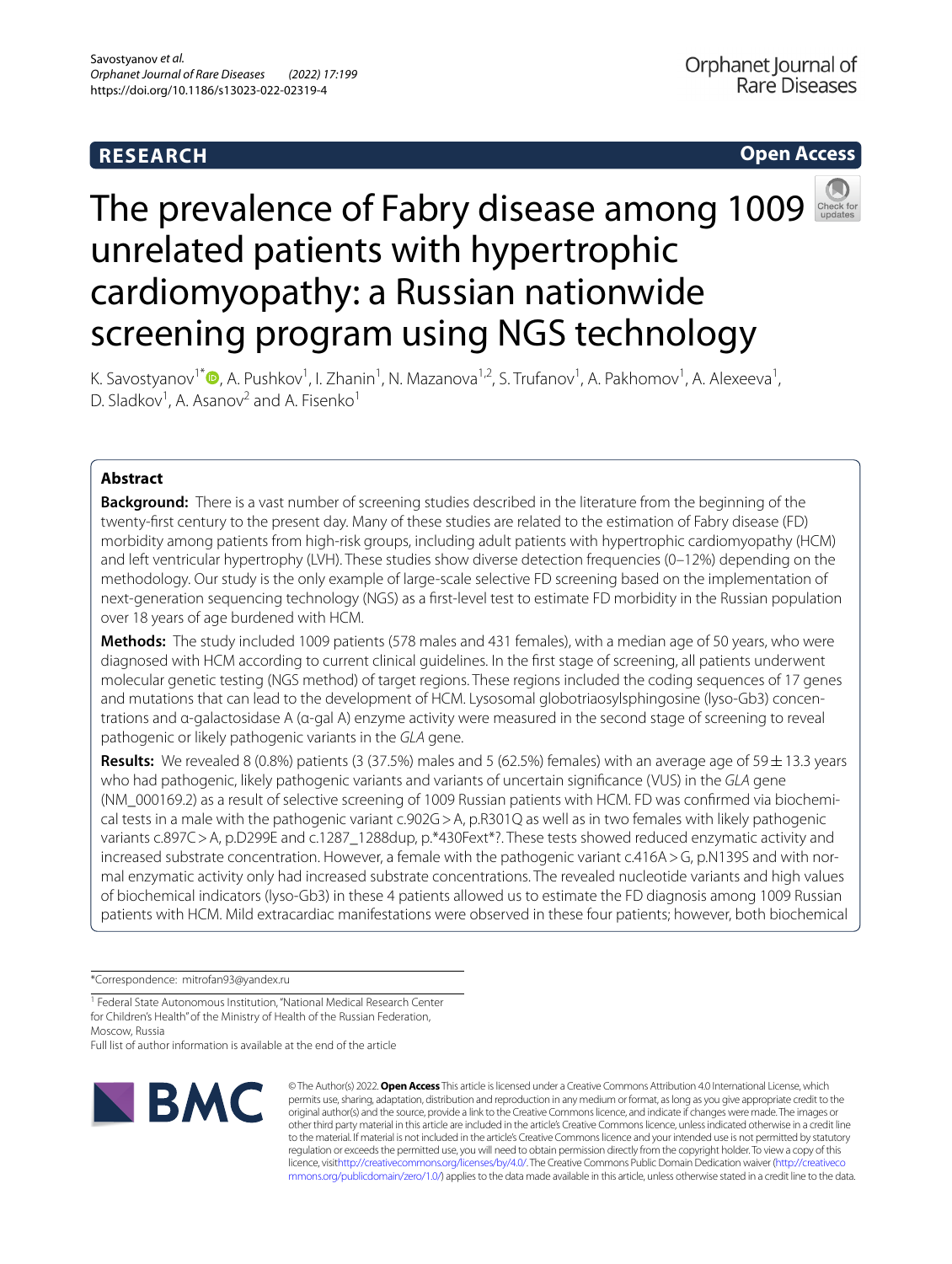RESEARCH

Open Access

# The prevalence of Fabry disease among 1009 unrelated patients with hypertrophic cardiomyopathy: a Russian nationwide screening program using NGS technology

K. Savostyanov[1*], A. Pushkov[1], I. Zhanin[1], N. Mazanova[1,2], S. Trufanov[1], A. Pakhomov[1], A. Alexeeva[1], D. Sladkov[1], A. Asanov[2] and A. Fisenko[1]

## Abstract

**Background:** There is a vast number of screening studies described in the literature from the beginning of the twenty-first century to the present day. Many of these studies are related to the estimation of Fabry disease (FD) morbidity among patients from high-risk groups, including adult patients with hypertrophic cardiomyopathy (HCM) and left ventricular hypertrophy (LVH). These studies show diverse detection frequencies (0–12%) depending on the methodology. Our study is the only example of large-scale selective FD screening based on the implementation of next-generation sequencing technology (NGS) as a first-level test to estimate FD morbidity in the Russian population over 18 years of age burdened with HCM.

**Methods:** The study included 1009 patients (578 males and 431 females), with a median age of 50 years, who were diagnosed with HCM according to current clinical guidelines. In the first stage of screening, all patients underwent molecular genetic testing (NGS method) of target regions. These regions included the coding sequences of 17 genes and mutations that can lead to the development of HCM. Lysosomal globotriaosylsphingosine (lyso-Gb3) concentrations and α-galactosidase A (α-gal A) enzyme activity were measured in the second stage of screening to reveal pathogenic or likely pathogenic variants in the *GLA* gene.

**Results:** We revealed 8 (0.8%) patients (3 (37.5%) males and 5 (62.5%) females) with an average age of 59 ± 13.3 years who had pathogenic, likely pathogenic variants and variants of uncertain significance (VUS) in the *GLA* gene (NM_000169.2) as a result of selective screening of 1009 Russian patients with HCM. FD was confirmed via biochemical tests in a male with the pathogenic variant c.902G > A, p.R301Q as well as in two females with likely pathogenic variants c.897C > A, p.D299E and c.1287_1288dup, p.*430Fext*?. These tests showed reduced enzymatic activity and increased substrate concentration. However, a female with the pathogenic variant c.416A > G, p.N139S and with normal enzymatic activity only had increased substrate concentrations. The revealed nucleotide variants and high values of biochemical indicators (lyso-Gb3) in these 4 patients allowed us to estimate the FD diagnosis among 1009 Russian patients with HCM. Mild extracardiac manifestations were observed in these four patients; however, both biochemical

*Correspondence: mitrofan93@yandex.ru

[1] Federal State Autonomous Institution, "National Medical Research Center for Children's Health" of the Ministry of Health of the Russian Federation, Moscow, Russia

Full list of author information is available at the end of the article

© The Author(s) 2022. **Open Access** This article is licensed under a Creative Commons Attribution 4.0 International License, which permits use, sharing, adaptation, distribution and reproduction in any medium or format, as long as you give appropriate credit to the original author(s) and the source, provide a link to the Creative Commons licence, and indicate if changes were made. The images or other third party material in this article are included in the article's Creative Commons licence, unless indicated otherwise in a credit line to the material. If material is not included in the article's Creative Commons licence and your intended use is not permitted by statutory regulation or exceeds the permitted use, you will need to obtain permission directly from the copyright holder. To view a copy of this licence, visit http://creativecommons.org/licenses/by/4.0/. The Creative Commons Public Domain Dedication waiver (http://creativecommons.org/publicdomain/zero/1.0/) applies to the data made available in this article, unless otherwise stated in a credit line to the data.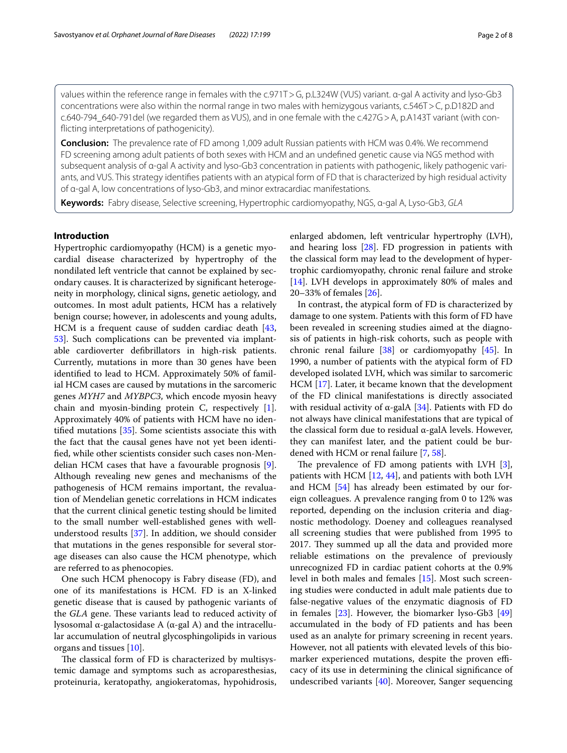values within the reference range in females with the c.971T > G, p.L324W (VUS) variant. α-gal A activity and lyso-Gb3 concentrations were also within the normal range in two males with hemizygous variants, c.546T > C, p.D182D and c.640-794_640-791del (we regarded them as VUS), and in one female with the c.427G > A, p.A143T variant (with conflicting interpretations of pathogenicity).

**Conclusion:** The prevalence rate of FD among 1,009 adult Russian patients with HCM was 0.4%. We recommend FD screening among adult patients of both sexes with HCM and an undefined genetic cause via NGS method with subsequent analysis of α-gal A activity and lyso-Gb3 concentration in patients with pathogenic, likely pathogenic variants, and VUS. This strategy identifies patients with an atypical form of FD that is characterized by high residual activity of α-gal A, low concentrations of lyso-Gb3, and minor extracardiac manifestations.

**Keywords:** Fabry disease, Selective screening, Hypertrophic cardiomyopathy, NGS, α-gal A, Lyso-Gb3, *GLA*

## Introduction

Hypertrophic cardiomyopathy (HCM) is a genetic myocardial disease characterized by hypertrophy of the nondilated left ventricle that cannot be explained by secondary causes. It is characterized by significant heterogeneity in morphology, clinical signs, genetic aetiology, and outcomes. In most adult patients, HCM has a relatively benign course; however, in adolescents and young adults, HCM is a frequent cause of sudden cardiac death [43, 53]. Such complications can be prevented via implantable cardioverter defibrillators in high-risk patients. Currently, mutations in more than 30 genes have been identified to lead to HCM. Approximately 50% of familial HCM cases are caused by mutations in the sarcomeric genes *MYH7* and *MYBPC3*, which encode myosin heavy chain and myosin-binding protein C, respectively [1]. Approximately 40% of patients with HCM have no identified mutations [35]. Some scientists associate this with the fact that the causal genes have not yet been identified, while other scientists consider such cases non-Mendelian HCM cases that have a favourable prognosis [9]. Although revealing new genes and mechanisms of the pathogenesis of HCM remains important, the revaluation of Mendelian genetic correlations in HCM indicates that the current clinical genetic testing should be limited to the small number well-established genes with well-understood results [37]. In addition, we should consider that mutations in the genes responsible for several storage diseases can also cause the HCM phenotype, which are referred to as phenocopies.

One such HCM phenocopy is Fabry disease (FD), and one of its manifestations is HCM. FD is an X-linked genetic disease that is caused by pathogenic variants of the *GLA* gene. These variants lead to reduced activity of lysosomal α-galactosidase A (α-gal A) and the intracellular accumulation of neutral glycosphingolipids in various organs and tissues [10].

The classical form of FD is characterized by multisystemic damage and symptoms such as acroparesthesias, proteinuria, keratopathy, angiokeratomas, hypohidrosis, enlarged abdomen, left ventricular hypertrophy (LVH), and hearing loss [28]. FD progression in patients with the classical form may lead to the development of hypertrophic cardiomyopathy, chronic renal failure and stroke [14]. LVH develops in approximately 80% of males and 20–33% of females [26].

In contrast, the atypical form of FD is characterized by damage to one system. Patients with this form of FD have been revealed in screening studies aimed at the diagnosis of patients in high-risk cohorts, such as people with chronic renal failure [38] or cardiomyopathy [45]. In 1990, a number of patients with the atypical form of FD developed isolated LVH, which was similar to sarcomeric HCM [17]. Later, it became known that the development of the FD clinical manifestations is directly associated with residual activity of α-galA [34]. Patients with FD do not always have clinical manifestations that are typical of the classical form due to residual α-galA levels. However, they can manifest later, and the patient could be burdened with HCM or renal failure [7, 58].

The prevalence of FD among patients with LVH [3], patients with HCM [12, 44], and patients with both LVH and HCM [54] has already been estimated by our foreign colleagues. A prevalence ranging from 0 to 12% was reported, depending on the inclusion criteria and diagnostic methodology. Doeney and colleagues reanalysed all screening studies that were published from 1995 to 2017. They summed up all the data and provided more reliable estimations on the prevalence of previously unrecognized FD in cardiac patient cohorts at the 0.9% level in both males and females [15]. Most such screening studies were conducted in adult male patients due to false-negative values of the enzymatic diagnosis of FD in females [23]. However, the biomarker lyso-Gb3 [49] accumulated in the body of FD patients and has been used as an analyte for primary screening in recent years. However, not all patients with elevated levels of this biomarker experienced mutations, despite the proven efficacy of its use in determining the clinical significance of undescribed variants [40]. Moreover, Sanger sequencing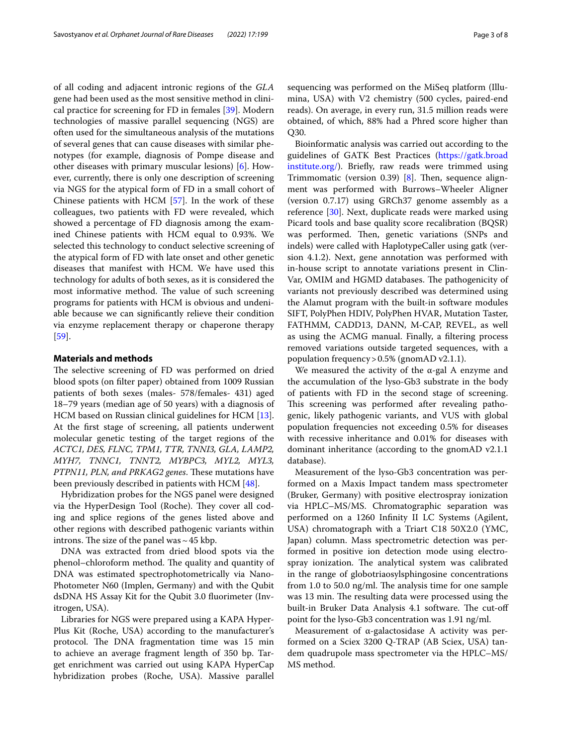of all coding and adjacent intronic regions of the *GLA* gene had been used as the most sensitive method in clinical practice for screening for FD in females [39]. Modern technologies of massive parallel sequencing (NGS) are often used for the simultaneous analysis of the mutations of several genes that can cause diseases with similar phenotypes (for example, diagnosis of Pompe disease and other diseases with primary muscular lesions) [6]. However, currently, there is only one description of screening via NGS for the atypical form of FD in a small cohort of Chinese patients with HCM [57]. In the work of these colleagues, two patients with FD were revealed, which showed a percentage of FD diagnosis among the examined Chinese patients with HCM equal to 0.93%. We selected this technology to conduct selective screening of the atypical form of FD with late onset and other genetic diseases that manifest with HCM. We have used this technology for adults of both sexes, as it is considered the most informative method. The value of such screening programs for patients with HCM is obvious and undeniable because we can significantly relieve their condition via enzyme replacement therapy or chaperone therapy [59].

## Materials and methods

The selective screening of FD was performed on dried blood spots (on filter paper) obtained from 1009 Russian patients of both sexes (males- 578/females- 431) aged 18–79 years (median age of 50 years) with a diagnosis of HCM based on Russian clinical guidelines for HCM [13]. At the first stage of screening, all patients underwent molecular genetic testing of the target regions of the *ACTC1, DES, FLNC, TPM1, TTR, TNNI3, GLA, LAMP2, MYH7, TNNC1, TNNT2, MYBPC3, MYL2, MYL3, PTPN11, PLN, and PRKAG2 genes*. These mutations have been previously described in patients with HCM [48].

Hybridization probes for the NGS panel were designed via the HyperDesign Tool (Roche). They cover all coding and splice regions of the genes listed above and other regions with described pathogenic variants within introns. The size of the panel was ~45 kbp.

DNA was extracted from dried blood spots via the phenol–chloroform method. The quality and quantity of DNA was estimated spectrophotometrically via NanoPhotometer N60 (Implen, Germany) and with the Qubit dsDNA HS Assay Kit for the Qubit 3.0 fluorimeter (Invitrogen, USA).

Libraries for NGS were prepared using a KAPA HyperPlus Kit (Roche, USA) according to the manufacturer's protocol. The DNA fragmentation time was 15 min to achieve an average fragment length of 350 bp. Target enrichment was carried out using KAPA HyperCap hybridization probes (Roche, USA). Massive parallel sequencing was performed on the MiSeq platform (Illumina, USA) with V2 chemistry (500 cycles, paired-end reads). On average, in every run, 31.5 million reads were obtained, of which, 88% had a Phred score higher than Q30.

Bioinformatic analysis was carried out according to the guidelines of GATK Best Practices (https://gatk.broadinstitute.org/). Briefly, raw reads were trimmed using Trimmomatic (version 0.39) [8]. Then, sequence alignment was performed with Burrows–Wheeler Aligner (version 0.7.17) using GRCh37 genome assembly as a reference [30]. Next, duplicate reads were marked using Picard tools and base quality score recalibration (BQSR) was performed. Then, genetic variations (SNPs and indels) were called with HaplotypeCaller using gatk (version 4.1.2). Next, gene annotation was performed with in-house script to annotate variations present in ClinVar, OMIM and HGMD databases. The pathogenicity of variants not previously described was determined using the Alamut program with the built-in software modules SIFT, PolyPhen HDIV, PolyPhen HVAR, Mutation Taster, FATHMM, CADD13, DANN, M-CAP, REVEL, as well as using the ACMG manual. Finally, a filtering process removed variations outside targeted sequences, with a population frequency > 0.5% (gnomAD v2.1.1).

We measured the activity of the α-gal A enzyme and the accumulation of the lyso-Gb3 substrate in the body of patients with FD in the second stage of screening. This screening was performed after revealing pathogenic, likely pathogenic variants, and VUS with global population frequencies not exceeding 0.5% for diseases with recessive inheritance and 0.01% for diseases with dominant inheritance (according to the gnomAD v2.1.1 database).

Measurement of the lyso-Gb3 concentration was performed on a Maxis Impact tandem mass spectrometer (Bruker, Germany) with positive electrospray ionization via HPLC–MS/MS. Chromatographic separation was performed on a 1260 Infinity II LC Systems (Agilent, USA) chromatograph with a Triart C18 50X2.0 (YMC, Japan) column. Mass spectrometric detection was performed in positive ion detection mode using electrospray ionization. The analytical system was calibrated in the range of globotriaosylsphingosine concentrations from 1.0 to 50.0 ng/ml. The analysis time for one sample was 13 min. The resulting data were processed using the built-in Bruker Data Analysis 4.1 software. The cut-off point for the lyso-Gb3 concentration was 1.91 ng/ml.

Measurement of α-galactosidase A activity was performed on a Sciex 3200 Q-TRAP (AB Sciex, USA) tandem quadrupole mass spectrometer via the HPLC–MS/MS method.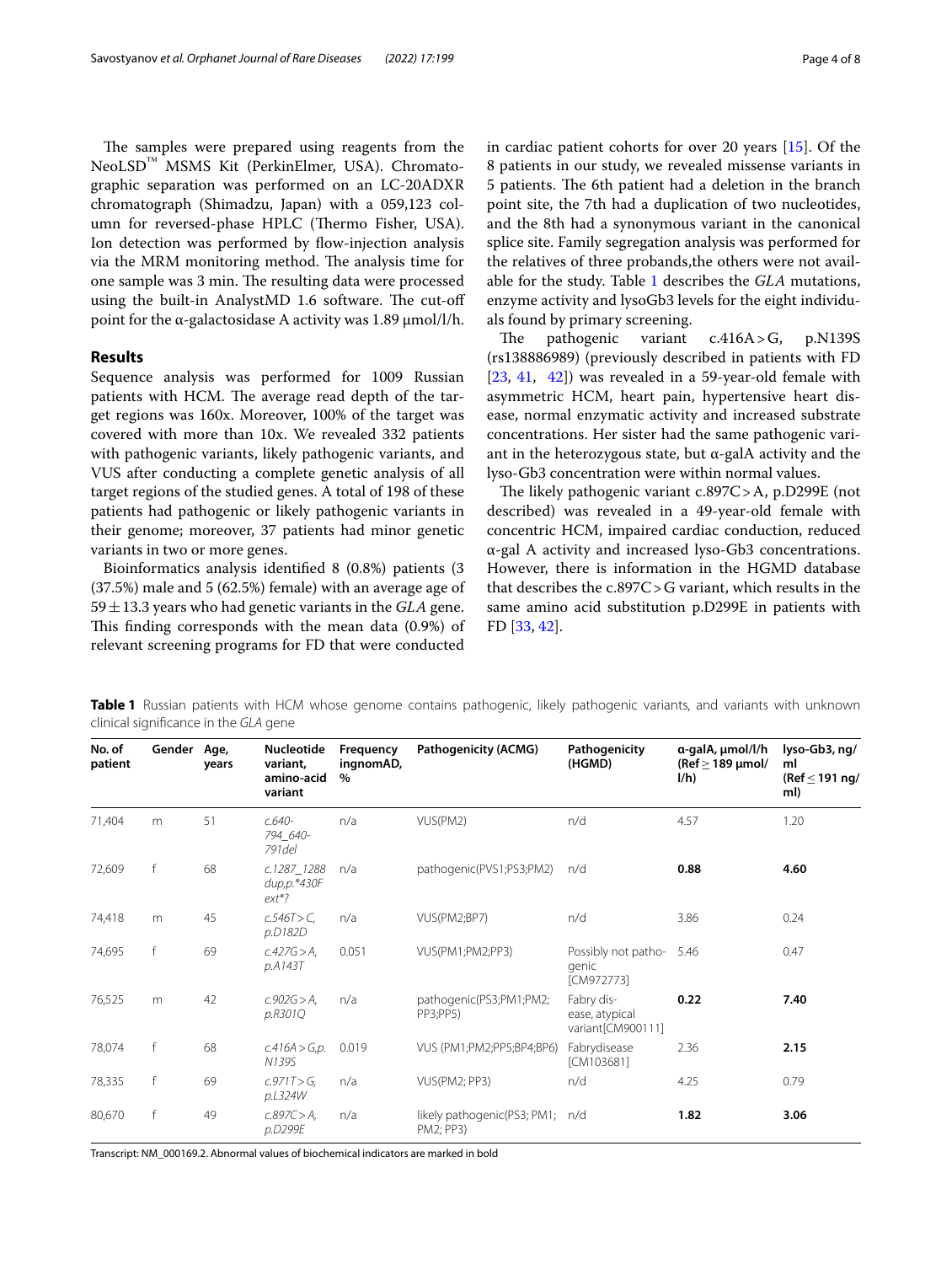The samples were prepared using reagents from the NeoLSD™ MSMS Kit (PerkinElmer, USA). Chromatographic separation was performed on an LC-20ADXR chromatograph (Shimadzu, Japan) with a 059,123 column for reversed-phase HPLC (Thermo Fisher, USA). Ion detection was performed by flow-injection analysis via the MRM monitoring method. The analysis time for one sample was 3 min. The resulting data were processed using the built-in AnalystMD 1.6 software. The cut-off point for the α-galactosidase A activity was 1.89 μmol/l/h.

## Results

Sequence analysis was performed for 1009 Russian patients with HCM. The average read depth of the target regions was 160x. Moreover, 100% of the target was covered with more than 10x. We revealed 332 patients with pathogenic variants, likely pathogenic variants, and VUS after conducting a complete genetic analysis of all target regions of the studied genes. A total of 198 of these patients had pathogenic or likely pathogenic variants in their genome; moreover, 37 patients had minor genetic variants in two or more genes.

Bioinformatics analysis identified 8 (0.8%) patients (3 (37.5%) male and 5 (62.5%) female) with an average age of $59 \pm 13.3$ years who had genetic variants in the *GLA* gene. This finding corresponds with the mean data (0.9%) of relevant screening programs for FD that were conducted in cardiac patient cohorts for over 20 years [15]. Of the 8 patients in our study, we revealed missense variants in 5 patients. The 6th patient had a deletion in the branch point site, the 7th had a duplication of two nucleotides, and the 8th had a synonymous variant in the canonical splice site. Family segregation analysis was performed for the relatives of three probands,the others were not available for the study. Table 1 describes the *GLA* mutations, enzyme activity and lysoGb3 levels for the eight individuals found by primary screening.

The pathogenic variant c.416A > G, p.N139S (rs138886989) (previously described in patients with FD [23, 41, 42]) was revealed in a 59-year-old female with asymmetric HCM, heart pain, hypertensive heart disease, normal enzymatic activity and increased substrate concentrations. Her sister had the same pathogenic variant in the heterozygous state, but α-galA activity and the lyso-Gb3 concentration were within normal values.

The likely pathogenic variant c.897C > A, p.D299E (not described) was revealed in a 49-year-old female with concentric HCM, impaired cardiac conduction, reduced α-gal A activity and increased lyso-Gb3 concentrations. However, there is information in the HGMD database that describes the c.897C > G variant, which results in the same amino acid substitution p.D299E in patients with FD [33, 42].

**Table 1** Russian patients with HCM whose genome contains pathogenic, likely pathogenic variants, and variants with unknown clinical significance in the *GLA* gene

| No. of patient | Gender | Age, years | Nucleotide variant, amino-acid variant | Frequency ingnomAD, % | Pathogenicity (ACMG) | Pathogenicity (HGMD) | α-galA, μmol/l/h (Ref ≥ 189 μmol/l/h) | lyso-Gb3, ng/ml (Ref ≤ 191 ng/ml) |
|---|---|---|---|---|---|---|---|---|
| 71,404 | m | 51 | *c.640-794_640-791del* | n/a | VUS(PM2) | n/d | 4.57 | 1.20 |
| 72,609 | f | 68 | *c.1287_1288 dup,p.*430F ext*?* | n/a | pathogenic(PVS1;PS3;PM2) | n/d | **0.88** | **4.60** |
| 74,418 | m | 45 | *c.546T > C, p.D182D* | n/a | VUS(PM2;BP7) | n/d | 3.86 | 0.24 |
| 74,695 | f | 69 | *c.427G > A, p.A143T* | 0.051 | VUS(PM1;PM2;PP3) | Possibly not pathogenic [CM972773] | 5.46 | 0.47 |
| 76,525 | m | 42 | *c.902G > A, p.R301Q* | n/a | pathogenic(PS3;PM1;PM2; PP3;PP5) | Fabry disease, atypical variant[CM900111] | **0.22** | **7.40** |
| 78,074 | f | 68 | *c.416A > G,p. N139S* | 0.019 | VUS (PM1;PM2;PP5;BP4;BP6) | Fabrydisease [CM103681] | 2.36 | **2.15** |
| 78,335 | f | 69 | *c.971T > G, p.L324W* | n/a | VUS(PM2; PP3) | n/d | 4.25 | 0.79 |
| 80,670 | f | 49 | *c.897C > A, p.D299E* | n/a | likely pathogenic(PS3; PM1; PM2; PP3) | n/d | **1.82** | **3.06** |

Transcript: NM_000169.2. Abnormal values of biochemical indicators are marked in bold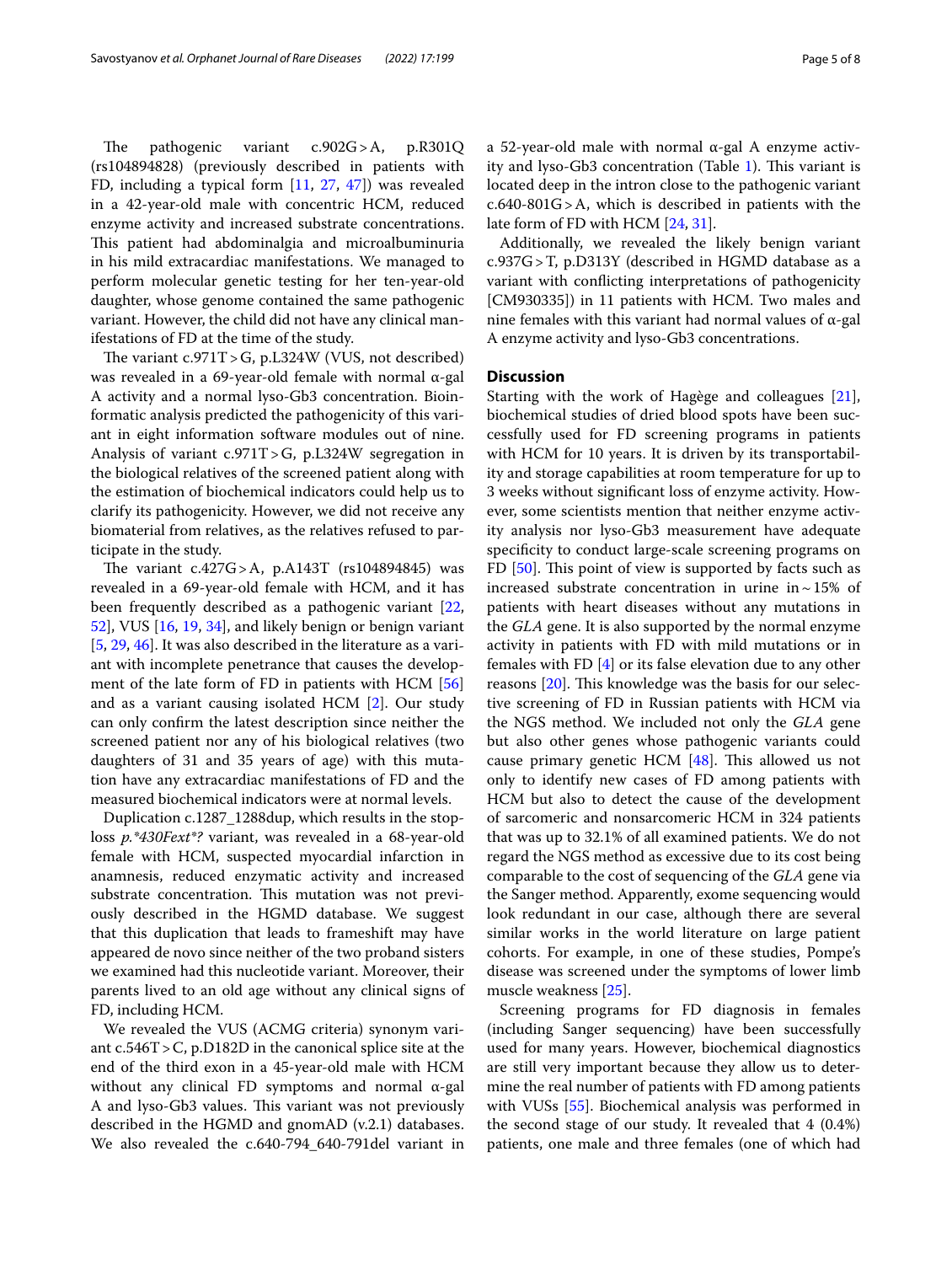The pathogenic variant c.902G > A, p.R301Q (rs104894828) (previously described in patients with FD, including a typical form [11, 27, 47]) was revealed in a 42-year-old male with concentric HCM, reduced enzyme activity and increased substrate concentrations. This patient had abdominalgia and microalbuminuria in his mild extracardiac manifestations. We managed to perform molecular genetic testing for her ten-year-old daughter, whose genome contained the same pathogenic variant. However, the child did not have any clinical manifestations of FD at the time of the study.

The variant c.971T > G, p.L324W (VUS, not described) was revealed in a 69-year-old female with normal α-gal A activity and a normal lyso-Gb3 concentration. Bioinformatic analysis predicted the pathogenicity of this variant in eight information software modules out of nine. Analysis of variant c.971T > G, p.L324W segregation in the biological relatives of the screened patient along with the estimation of biochemical indicators could help us to clarify its pathogenicity. However, we did not receive any biomaterial from relatives, as the relatives refused to participate in the study.

The variant c.427G > A, p.A143T (rs104894845) was revealed in a 69-year-old female with HCM, and it has been frequently described as a pathogenic variant [22, 52], VUS [16, 19, 34], and likely benign or benign variant [5, 29, 46]. It was also described in the literature as a variant with incomplete penetrance that causes the development of the late form of FD in patients with HCM [56] and as a variant causing isolated HCM [2]. Our study can only confirm the latest description since neither the screened patient nor any of his biological relatives (two daughters of 31 and 35 years of age) with this mutation have any extracardiac manifestations of FD and the measured biochemical indicators were at normal levels.

Duplication c.1287_1288dup, which results in the stop-loss *p.*430Fext*?* variant, was revealed in a 68-year-old female with HCM, suspected myocardial infarction in anamnesis, reduced enzymatic activity and increased substrate concentration. This mutation was not previously described in the HGMD database. We suggest that this duplication that leads to frameshift may have appeared de novo since neither of the two proband sisters we examined had this nucleotide variant. Moreover, their parents lived to an old age without any clinical signs of FD, including HCM.

We revealed the VUS (ACMG criteria) synonym variant c.546T > C, p.D182D in the canonical splice site at the end of the third exon in a 45-year-old male with HCM without any clinical FD symptoms and normal α-gal A and lyso-Gb3 values. This variant was not previously described in the HGMD and gnomAD (v.2.1) databases. We also revealed the c.640-794_640-791del variant in a 52-year-old male with normal α-gal A enzyme activity and lyso-Gb3 concentration (Table 1). This variant is located deep in the intron close to the pathogenic variant c.640-801G > A, which is described in patients with the late form of FD with HCM [24, 31].

Additionally, we revealed the likely benign variant c.937G > T, p.D313Y (described in HGMD database as a variant with conflicting interpretations of pathogenicity [CM930335]) in 11 patients with HCM. Two males and nine females with this variant had normal values of α-gal A enzyme activity and lyso-Gb3 concentrations.

## Discussion

Starting with the work of Hagège and colleagues [21], biochemical studies of dried blood spots have been successfully used for FD screening programs in patients with HCM for 10 years. It is driven by its transportability and storage capabilities at room temperature for up to 3 weeks without significant loss of enzyme activity. However, some scientists mention that neither enzyme activity analysis nor lyso-Gb3 measurement have adequate specificity to conduct large-scale screening programs on FD [50]. This point of view is supported by facts such as increased substrate concentration in urine in ~ 15% of patients with heart diseases without any mutations in the *GLA* gene. It is also supported by the normal enzyme activity in patients with FD with mild mutations or in females with FD [4] or its false elevation due to any other reasons [20]. This knowledge was the basis for our selective screening of FD in Russian patients with HCM via the NGS method. We included not only the *GLA* gene but also other genes whose pathogenic variants could cause primary genetic HCM [48]. This allowed us not only to identify new cases of FD among patients with HCM but also to detect the cause of the development of sarcomeric and nonsarcomeric HCM in 324 patients that was up to 32.1% of all examined patients. We do not regard the NGS method as excessive due to its cost being comparable to the cost of sequencing of the *GLA* gene via the Sanger method. Apparently, exome sequencing would look redundant in our case, although there are several similar works in the world literature on large patient cohorts. For example, in one of these studies, Pompe's disease was screened under the symptoms of lower limb muscle weakness [25].

Screening programs for FD diagnosis in females (including Sanger sequencing) have been successfully used for many years. However, biochemical diagnostics are still very important because they allow us to determine the real number of patients with FD among patients with VUSs [55]. Biochemical analysis was performed in the second stage of our study. It revealed that 4 (0.4%) patients, one male and three females (one of which had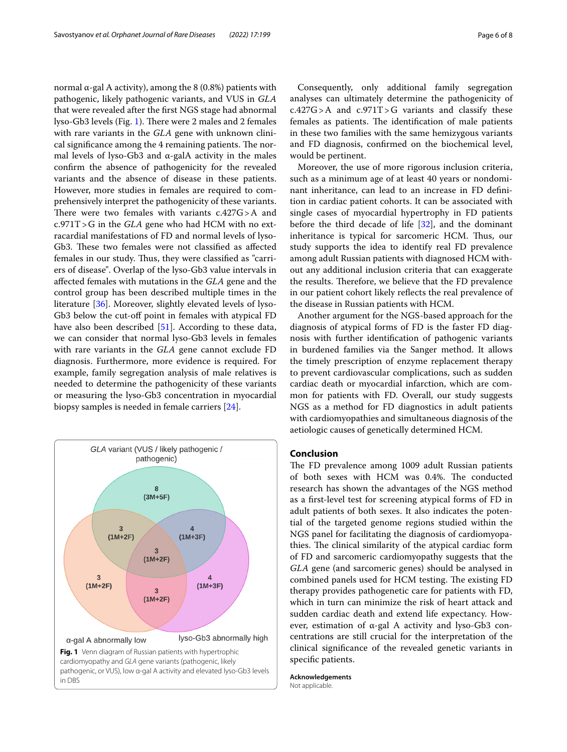normal α-gal A activity), among the 8 (0.8%) patients with pathogenic, likely pathogenic variants, and VUS in *GLA* that were revealed after the first NGS stage had abnormal lyso-Gb3 levels (Fig. 1). There were 2 males and 2 females with rare variants in the *GLA* gene with unknown clinical significance among the 4 remaining patients. The normal levels of lyso-Gb3 and α-galA activity in the males confirm the absence of pathogenicity for the revealed variants and the absence of disease in these patients. However, more studies in females are required to comprehensively interpret the pathogenicity of these variants. There were two females with variants c.427G > A and c.971T > G in the *GLA* gene who had HCM with no extracardial manifestations of FD and normal levels of lyso-Gb3. These two females were not classified as affected females in our study. Thus, they were classified as "carriers of disease". Overlap of the lyso-Gb3 value intervals in affected females with mutations in the *GLA* gene and the control group has been described multiple times in the literature [36]. Moreover, slightly elevated levels of lyso-Gb3 below the cut-off point in females with atypical FD have also been described [51]. According to these data, we can consider that normal lyso-Gb3 levels in females with rare variants in the *GLA* gene cannot exclude FD diagnosis. Furthermore, more evidence is required. For example, family segregation analysis of male relatives is needed to determine the pathogenicity of these variants or measuring the lyso-Gb3 concentration in myocardial biopsy samples is needed in female carriers [24].

**Fig. 1** Venn diagram of Russian patients with hypertrophic cardiomyopathy and *GLA* gene variants (pathogenic, likely pathogenic, or VUS), low α-gal A activity and elevated lyso-Gb3 levels in DBS

Consequently, only additional family segregation analyses can ultimately determine the pathogenicity of c.427G > A and c.971T > G variants and classify these females as patients. The identification of male patients in these two families with the same hemizygous variants and FD diagnosis, confirmed on the biochemical level, would be pertinent.

Moreover, the use of more rigorous inclusion criteria, such as a minimum age of at least 40 years or nondominant inheritance, can lead to an increase in FD definition in cardiac patient cohorts. It can be associated with single cases of myocardial hypertrophy in FD patients before the third decade of life [32], and the dominant inheritance is typical for sarcomeric HCM. Thus, our study supports the idea to identify real FD prevalence among adult Russian patients with diagnosed HCM without any additional inclusion criteria that can exaggerate the results. Therefore, we believe that the FD prevalence in our patient cohort likely reflects the real prevalence of the disease in Russian patients with HCM.

Another argument for the NGS-based approach for the diagnosis of atypical forms of FD is the faster FD diagnosis with further identification of pathogenic variants in burdened families via the Sanger method. It allows the timely prescription of enzyme replacement therapy to prevent cardiovascular complications, such as sudden cardiac death or myocardial infarction, which are common for patients with FD. Overall, our study suggests NGS as a method for FD diagnostics in adult patients with cardiomyopathies and simultaneous diagnosis of the aetiologic causes of genetically determined HCM.

## Conclusion

The FD prevalence among 1009 adult Russian patients of both sexes with HCM was 0.4%. The conducted research has shown the advantages of the NGS method as a first-level test for screening atypical forms of FD in adult patients of both sexes. It also indicates the potential of the targeted genome regions studied within the NGS panel for facilitating the diagnosis of cardiomyopathies. The clinical similarity of the atypical cardiac form of FD and sarcomeric cardiomyopathy suggests that the *GLA* gene (and sarcomeric genes) should be analysed in combined panels used for HCM testing. The existing FD therapy provides pathogenetic care for patients with FD, which in turn can minimize the risk of heart attack and sudden cardiac death and extend life expectancy. However, estimation of α-gal A activity and lyso-Gb3 concentrations are still crucial for the interpretation of the clinical significance of the revealed genetic variants in specific patients.

**Acknowledgements**

Not applicable.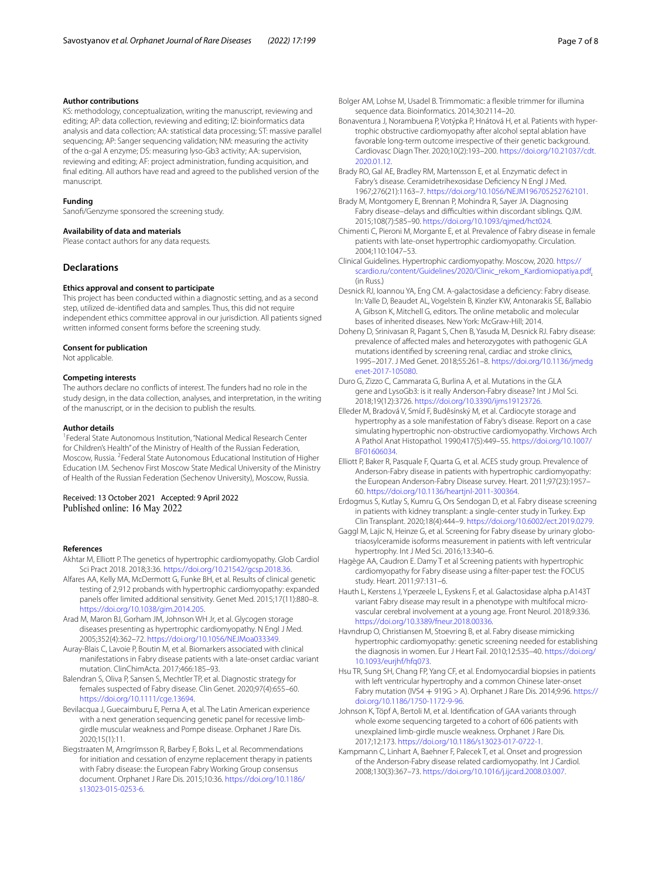#### Author contributions

KS: methodology, conceptualization, writing the manuscript, reviewing and editing; AP: data collection, reviewing and editing; IZ: bioinformatics data analysis and data collection; AA: statistical data processing; ST: massive parallel sequencing; AP: Sanger sequencing validation; NM: measuring the activity of the α-gal A enzyme; DS: measuring lyso-Gb3 activity; AA: supervision, reviewing and editing; AF: project administration, funding acquisition, and final editing. All authors have read and agreed to the published version of the manuscript.

#### Funding

Sanofi/Genzyme sponsored the screening study.

#### Availability of data and materials

Please contact authors for any data requests.

## Declarations

#### Ethics approval and consent to participate

This project has been conducted within a diagnostic setting, and as a second step, utilized de-identified data and samples. Thus, this did not require independent ethics committee approval in our jurisdiction. All patients signed written informed consent forms before the screening study.

#### Consent for publication

Not applicable.

#### Competing interests

The authors declare no conflicts of interest. The funders had no role in the study design, in the data collection, analyses, and interpretation, in the writing of the manuscript, or in the decision to publish the results.

#### Author details

[1]Federal State Autonomous Institution, "National Medical Research Center for Children's Health" of the Ministry of Health of the Russian Federation, Moscow, Russia. [2]Federal State Autonomous Educational Institution of Higher Education I.M. Sechenov First Moscow State Medical University of the Ministry of Health of the Russian Federation (Sechenov University), Moscow, Russia.

Received: 13 October 2021 Accepted: 9 April 2022
Published online: 16 May 2022

#### References

Akhtar M, Elliott P. The genetics of hypertrophic cardiomyopathy. Glob Cardiol Sci Pract 2018. 2018;3:36. https://doi.org/10.21542/gcsp.2018.36.

Alfares AA, Kelly MA, McDermott G, Funke BH, et al. Results of clinical genetic testing of 2,912 probands with hypertrophic cardiomyopathy: expanded panels offer limited additional sensitivity. Genet Med. 2015;17(11):880–8. https://doi.org/10.1038/gim.2014.205.

Arad M, Maron BJ, Gorham JM, Johnson WH Jr, et al. Glycogen storage diseases presenting as hypertrophic cardiomyopathy. N Engl J Med. 2005;352(4):362–72. https://doi.org/10.1056/NEJMoa033349.

Auray-Blais C, Lavoie P, Boutin M, et al. Biomarkers associated with clinical manifestations in Fabry disease patients with a late-onset cardiac variant mutation. ClinChimActa. 2017;466:185–93.

Balendran S, Oliva P, Sansen S, Mechtler TP, et al. Diagnostic strategy for females suspected of Fabry disease. Clin Genet. 2020;97(4):655–60. https://doi.org/10.1111/cge.13694.

Bevilacqua J, Guecaimburu E, Perna A, et al. The Latin American experience with a next generation sequencing genetic panel for recessive limb-girdle muscular weakness and Pompe disease. Orphanet J Rare Dis. 2020;15(1):11.

Biegstraaten M, Arngrímsson R, Barbey F, Boks L, et al. Recommendations for initiation and cessation of enzyme replacement therapy in patients with Fabry disease: the European Fabry Working Group consensus document. Orphanet J Rare Dis. 2015;10:36. https://doi.org/10.1186/s13023-015-0253-6.

Bolger AM, Lohse M, Usadel B. Trimmomatic: a flexible trimmer for illumina sequence data. Bioinformatics. 2014;30:2114–20.

Bonaventura J, Norambuena P, Votýpka P, Hnátová H, et al. Patients with hypertrophic obstructive cardiomyopathy after alcohol septal ablation have favorable long-term outcome irrespective of their genetic background. Cardiovasc Diagn Ther. 2020;10(2):193–200. https://doi.org/10.21037/cdt.2020.01.12.

Brady RO, Gal AE, Bradley RM, Martensson E, et al. Enzymatic defect in Fabry's disease. Ceramidetrihexosidase Deficiency N Engl J Med. 1967;276(21):1163–7. https://doi.org/10.1056/NEJM196705252762101.

Brady M, Montgomery E, Brennan P, Mohindra R, Sayer JA. Diagnosing Fabry disease–delays and difficulties within discordant siblings. QJM. 2015;108(7):585–90. https://doi.org/10.1093/qjmed/hct024.

Chimenti C, Pieroni M, Morgante E, et al. Prevalence of Fabry disease in female patients with late-onset hypertrophic cardiomyopathy. Circulation. 2004;110:1047–53.

Clinical Guidelines. Hypertrophic cardiomyopathy. Moscow, 2020. https://scardio.ru/content/Guidelines/2020/Clinic_rekom_Kardiomiopatiya.pdf. (in Russ.)

Desnick RJ, Ioannou YA, Eng CM. A-galactosidase a deficiency: Fabry disease. In: Valle D, Beaudet AL, Vogelstein B, Kinzler KW, Antonarakis SE, Ballabio A, Gibson K, Mitchell G, editors. The online metabolic and molecular bases of inherited diseases. New York: McGraw-Hill; 2014.

Doheny D, Srinivasan R, Pagant S, Chen B, Yasuda M, Desnick RJ. Fabry disease: prevalence of affected males and heterozygotes with pathogenic GLA mutations identified by screening renal, cardiac and stroke clinics, 1995–2017. J Med Genet. 2018;55:261–8. https://doi.org/10.1136/jmedgenet-2017-105080.

Duro G, Zizzo C, Cammarata G, Burlina A, et al. Mutations in the GLA gene and LysoGb3: is it really Anderson-Fabry disease? Int J Mol Sci. 2018;19(12):3726. https://doi.org/10.3390/ijms19123726.

Elleder M, Bradová V, Smíd F, Budĕsínský M, et al. Cardiocyte storage and hypertrophy as a sole manifestation of Fabry's disease. Report on a case simulating hypertrophic non-obstructive cardiomyopathy. Virchows Arch A Pathol Anat Histopathol. 1990;417(5):449–55. https://doi.org/10.1007/BF01606034.

Elliott P, Baker R, Pasquale F, Quarta G, et al. ACES study group. Prevalence of Anderson-Fabry disease in patients with hypertrophic cardiomyopathy: the European Anderson-Fabry Disease survey. Heart. 2011;97(23):1957–60. https://doi.org/10.1136/heartjnl-2011-300364.

Erdogmus S, Kutlay S, Kumru G, Ors Sendogan D, et al. Fabry disease screening in patients with kidney transplant: a single-center study in Turkey. Exp Clin Transplant. 2020;18(4):444–9. https://doi.org/10.6002/ect.2019.0279.

Gaggl M, Lajic N, Heinze G, et al. Screening for Fabry disease by urinary globotriaosylceramide isoforms measurement in patients with left ventricular hypertrophy. Int J Med Sci. 2016;13:340–6.

Hagège AA, Caudron E. Damy T et al Screening patients with hypertrophic cardiomyopathy for Fabry disease using a filter-paper test: the FOCUS study. Heart. 2011;97:131–6.

Hauth L, Kerstens J, Yperzeele L, Eyskens F, et al. Galactosidase alpha p.A143T variant Fabry disease may result in a phenotype with multifocal microvascular cerebral involvement at a young age. Front Neurol. 2018;9:336. https://doi.org/10.3389/fneur.2018.00336.

Havndrup O, Christiansen M, Stoevring B, et al. Fabry disease mimicking hypertrophic cardiomyopathy: genetic screening needed for establishing the diagnosis in women. Eur J Heart Fail. 2010;12:535–40. https://doi.org/10.1093/eurjhf/hfq073.

Hsu TR, Sung SH, Chang FP, Yang CF, et al. Endomyocardial biopsies in patients with left ventricular hypertrophy and a common Chinese later-onset Fabry mutation (IVS4 + 919G > A). Orphanet J Rare Dis. 2014;9:96. https://doi.org/10.1186/1750-1172-9-96.

Johnson K, Töpf A, Bertoli M, et al. Identification of GAA variants through whole exome sequencing targeted to a cohort of 606 patients with unexplained limb-girdle muscle weakness. Orphanet J Rare Dis. 2017;12:173. https://doi.org/10.1186/s13023-017-0722-1.

Kampmann C, Linhart A, Baehner F, Palecek T, et al. Onset and progression of the Anderson-Fabry disease related cardiomyopathy. Int J Cardiol. 2008;130(3):367–73. https://doi.org/10.1016/j.ijcard.2008.03.007.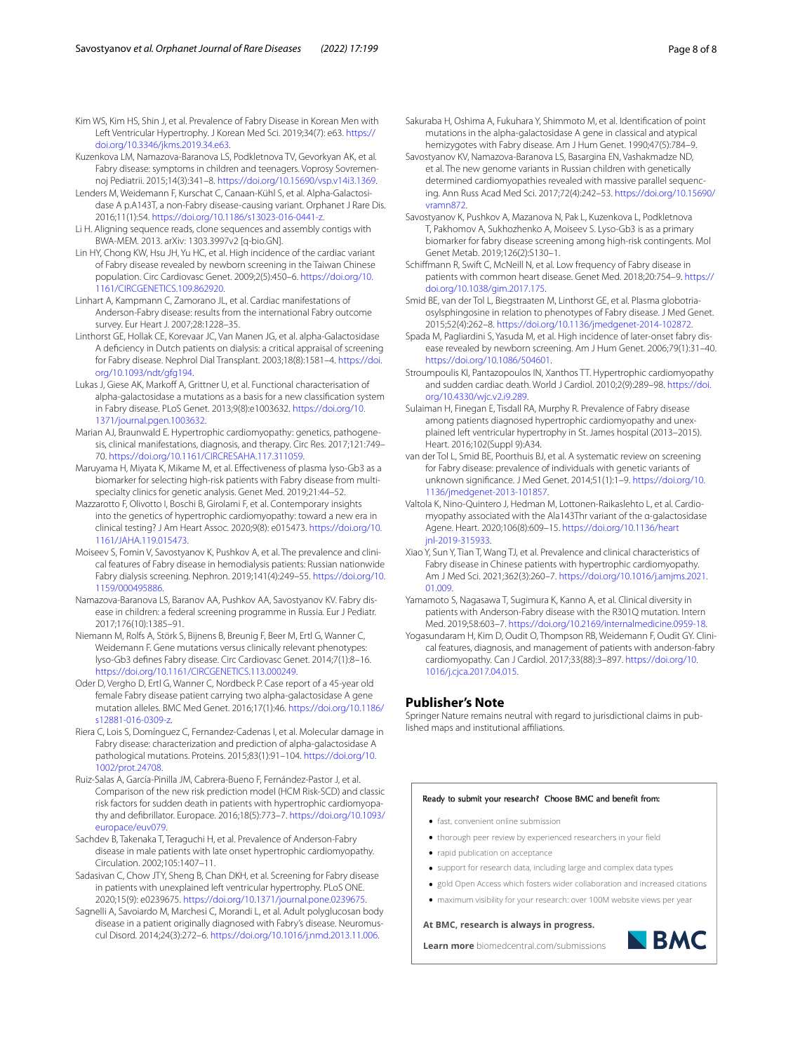Kim WS, Kim HS, Shin J, et al. Prevalence of Fabry Disease in Korean Men with Left Ventricular Hypertrophy. J Korean Med Sci. 2019;34(7): e63. https://doi.org/10.3346/jkms.2019.34.e63.

Kuzenkova LM, Namazova-Baranova LS, Podkletnova TV, Gevorkyan AK, et al. Fabry disease: symptoms in children and teenagers. Voprosy Sovremennoj Pediatrii. 2015;14(3):341–8. https://doi.org/10.15690/vsp.v14i3.1369.

Lenders M, Weidemann F, Kurschat C, Canaan-Kühl S, et al. Alpha-Galactosidase A p.A143T, a non-Fabry disease-causing variant. Orphanet J Rare Dis. 2016;11(1):54. https://doi.org/10.1186/s13023-016-0441-z.

Li H. Aligning sequence reads, clone sequences and assembly contigs with BWA-MEM. 2013. arXiv: 1303.3997v2 [q-bio.GN].

Lin HY, Chong KW, Hsu JH, Yu HC, et al. High incidence of the cardiac variant of Fabry disease revealed by newborn screening in the Taiwan Chinese population. Circ Cardiovasc Genet. 2009;2(5):450–6. https://doi.org/10.1161/CIRCGENETICS.109.862920.

Linhart A, Kampmann C, Zamorano JL, et al. Cardiac manifestations of Anderson-Fabry disease: results from the international Fabry outcome survey. Eur Heart J. 2007;28:1228–35.

Linthorst GE, Hollak CE, Korevaar JC, Van Manen JG, et al. alpha-Galactosidase A deficiency in Dutch patients on dialysis: a critical appraisal of screening for Fabry disease. Nephrol Dial Transplant. 2003;18(8):1581–4. https://doi.org/10.1093/ndt/gfg194.

Lukas J, Giese AK, Markoff A, Grittner U, et al. Functional characterisation of alpha-galactosidase a mutations as a basis for a new classification system in Fabry disease. PLoS Genet. 2013;9(8):e1003632. https://doi.org/10.1371/journal.pgen.1003632.

Marian AJ, Braunwald E. Hypertrophic cardiomyopathy: genetics, pathogenesis, clinical manifestations, diagnosis, and therapy. Circ Res. 2017;121:749–70. https://doi.org/10.1161/CIRCRESAHA.117.311059.

Maruyama H, Miyata K, Mikame M, et al. Effectiveness of plasma lyso-Gb3 as a biomarker for selecting high-risk patients with Fabry disease from multispecialty clinics for genetic analysis. Genet Med. 2019;21:44–52.

Mazzarotto F, Olivotto I, Boschi B, Girolami F, et al. Contemporary insights into the genetics of hypertrophic cardiomyopathy: toward a new era in clinical testing? J Am Heart Assoc. 2020;9(8): e015473. https://doi.org/10.1161/JAHA.119.015473.

Moiseev S, Fomin V, Savostyanov K, Pushkov A, et al. The prevalence and clinical features of Fabry disease in hemodialysis patients: Russian nationwide Fabry dialysis screening. Nephron. 2019;141(4):249–55. https://doi.org/10.1159/000495886.

Namazova-Baranova LS, Baranov AA, Pushkov AA, Savostyanov KV. Fabry disease in children: a federal screening programme in Russia. Eur J Pediatr. 2017;176(10):1385–91.

Niemann M, Rolfs A, Störk S, Bijnens B, Breunig F, Beer M, Ertl G, Wanner C, Weidemann F. Gene mutations versus clinically relevant phenotypes: lyso-Gb3 defines Fabry disease. Circ Cardiovasc Genet. 2014;7(1):8–16. https://doi.org/10.1161/CIRCGENETICS.113.000249.

Oder D, Vergho D, Ertl G, Wanner C, Nordbeck P. Case report of a 45-year old female Fabry disease patient carrying two alpha-galactosidase A gene mutation alleles. BMC Med Genet. 2016;17(1):46. https://doi.org/10.1186/s12881-016-0309-z.

Riera C, Lois S, Domínguez C, Fernandez-Cadenas I, et al. Molecular damage in Fabry disease: characterization and prediction of alpha-galactosidase A pathological mutations. Proteins. 2015;83(1):91–104. https://doi.org/10.1002/prot.24708.

Ruiz-Salas A, García-Pinilla JM, Cabrera-Bueno F, Fernández-Pastor J, et al. Comparison of the new risk prediction model (HCM Risk-SCD) and classic risk factors for sudden death in patients with hypertrophic cardiomyopathy and defibrillator. Europace. 2016;18(5):773–7. https://doi.org/10.1093/europace/euv079.

Sachdev B, Takenaka T, Teraguchi H, et al. Prevalence of Anderson-Fabry disease in male patients with late onset hypertrophic cardiomyopathy. Circulation. 2002;105:1407–11.

Sadasivan C, Chow JTY, Sheng B, Chan DKH, et al. Screening for Fabry disease in patients with unexplained left ventricular hypertrophy. PLoS ONE. 2020;15(9): e0239675. https://doi.org/10.1371/journal.pone.0239675.

Sagnelli A, Savoiardo M, Marchesi C, Morandi L, et al. Adult polyglucosan body disease in a patient originally diagnosed with Fabry's disease. Neuromuscul Disord. 2014;24(3):272–6. https://doi.org/10.1016/j.nmd.2013.11.006.

Sakuraba H, Oshima A, Fukuhara Y, Shimmoto M, et al. Identification of point mutations in the alpha-galactosidase A gene in classical and atypical hemizygotes with Fabry disease. Am J Hum Genet. 1990;47(5):784–9.

Savostyanov KV, Namazova-Baranova LS, Basargina EN, Vashakmadze ND, et al. The new genome variants in Russian children with genetically determined cardiomyopathies revealed with massive parallel sequencing. Ann Russ Acad Med Sci. 2017;72(4):242–53. https://doi.org/10.15690/vramn872.

Savostyanov K, Pushkov A, Mazanova N, Pak L, Kuzenkova L, Podkletnova T, Pakhomov A, Sukhozhenko A, Moiseev S. Lyso-Gb3 is as a primary biomarker for fabry disease screening among high-risk contingents. Mol Genet Metab. 2019;126(2):S130–1.

Schiffmann R, Swift C, McNeill N, et al. Low frequency of Fabry disease in patients with common heart disease. Genet Med. 2018;20:754–9. https://doi.org/10.1038/gim.2017.175.

Smid BE, van der Tol L, Biegstraaten M, Linthorst GE, et al. Plasma globotriaosylsphingosine in relation to phenotypes of Fabry disease. J Med Genet. 2015;52(4):262–8. https://doi.org/10.1136/jmedgenet-2014-102872.

Spada M, Pagliardini S, Yasuda M, et al. High incidence of later-onset fabry disease revealed by newborn screening. Am J Hum Genet. 2006;79(1):31–40. https://doi.org/10.1086/504601.

Stroumpoulis KI, Pantazopoulos IN, Xanthos TT. Hypertrophic cardiomyopathy and sudden cardiac death. World J Cardiol. 2010;2(9):289–98. https://doi.org/10.4330/wjc.v2.i9.289.

Sulaiman H, Finegan E, Tisdall RA, Murphy R. Prevalence of Fabry disease among patients diagnosed hypertrophic cardiomyopathy and unexplained left ventricular hypertrophy in St. James hospital (2013–2015). Heart. 2016;102(Suppl 9):A34.

van der Tol L, Smid BE, Poorthuis BJ, et al. A systematic review on screening for Fabry disease: prevalence of individuals with genetic variants of unknown significance. J Med Genet. 2014;51(1):1–9. https://doi.org/10.1136/jmedgenet-2013-101857.

Valtola K, Nino-Quintero J, Hedman M, Lottonen-Raikaslehto L, et al. Cardiomyopathy associated with the Ala143Thr variant of the α-galactosidase Agene. Heart. 2020;106(8):609–15. https://doi.org/10.1136/heartjnl-2019-315933.

Xiao Y, Sun Y, Tian T, Wang TJ, et al. Prevalence and clinical characteristics of Fabry disease in Chinese patients with hypertrophic cardiomyopathy. Am J Med Sci. 2021;362(3):260–7. https://doi.org/10.1016/j.amjms.2021.01.009.

Yamamoto S, Nagasawa T, Sugimura K, Kanno A, et al. Clinical diversity in patients with Anderson-Fabry disease with the R301Q mutation. Intern Med. 2019;58:603–7. https://doi.org/10.2169/internalmedicine.0959-18.

Yogasundaram H, Kim D, Oudit O, Thompson RB, Weidemann F, Oudit GY. Clinical features, diagnosis, and management of patients with anderson-fabry cardiomyopathy. Can J Cardiol. 2017;33(88):3–897. https://doi.org/10.1016/j.cjca.2017.04.015.

## Publisher's Note

Springer Nature remains neutral with regard to jurisdictional claims in published maps and institutional affiliations.

Ready to submit your research? Choose BMC and benefit from:

- fast, convenient online submission
- thorough peer review by experienced researchers in your field
- rapid publication on acceptance
- support for research data, including large and complex data types
- gold Open Access which fosters wider collaboration and increased citations
- maximum visibility for your research: over 100M website views per year

**At BMC, research is always in progress.**

**Learn more** biomedcentral.com/submissions